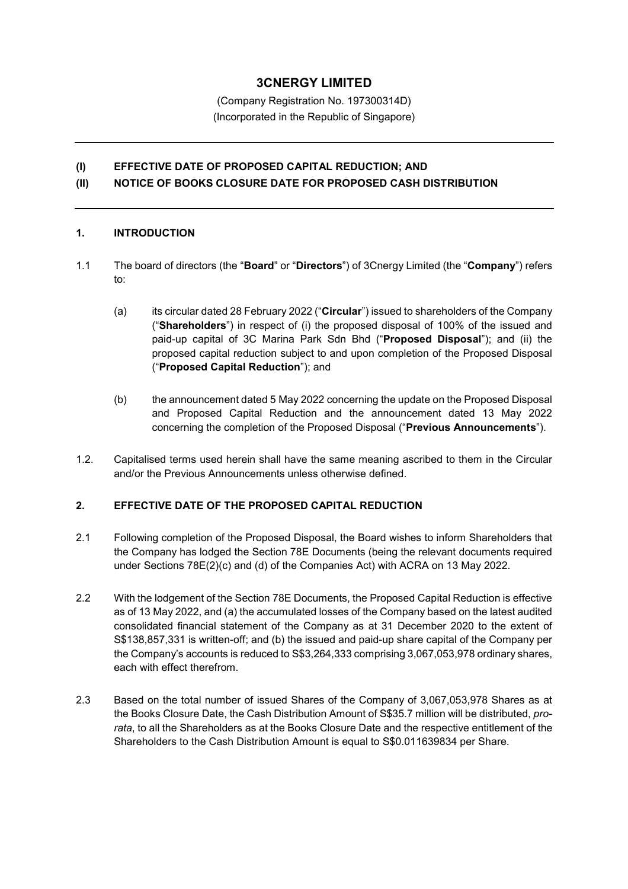# 3CNERGY LIMITED

(Company Registration No. 197300314D)
(Incorporated in the Republic of Singapore)

---

## (I) EFFECTIVE DATE OF PROPOSED CAPITAL REDUCTION; AND
## (II) NOTICE OF BOOKS CLOSURE DATE FOR PROPOSED CASH DISTRIBUTION

---

### 1. INTRODUCTION

1.1 The board of directors (the "**Board**" or "**Directors**") of 3Cnergy Limited (the "**Company**") refers to:

(a) its circular dated 28 February 2022 ("**Circular**") issued to shareholders of the Company ("**Shareholders**") in respect of (i) the proposed disposal of 100% of the issued and paid-up capital of 3C Marina Park Sdn Bhd ("**Proposed Disposal**"); and (ii) the proposed capital reduction subject to and upon completion of the Proposed Disposal ("**Proposed Capital Reduction**"); and

(b) the announcement dated 5 May 2022 concerning the update on the Proposed Disposal and Proposed Capital Reduction and the announcement dated 13 May 2022 concerning the completion of the Proposed Disposal ("**Previous Announcements**").

1.2. Capitalised terms used herein shall have the same meaning ascribed to them in the Circular and/or the Previous Announcements unless otherwise defined.

### 2. EFFECTIVE DATE OF THE PROPOSED CAPITAL REDUCTION

2.1 Following completion of the Proposed Disposal, the Board wishes to inform Shareholders that the Company has lodged the Section 78E Documents (being the relevant documents required under Sections 78E(2)(c) and (d) of the Companies Act) with ACRA on 13 May 2022.

2.2 With the lodgement of the Section 78E Documents, the Proposed Capital Reduction is effective as of 13 May 2022, and (a) the accumulated losses of the Company based on the latest audited consolidated financial statement of the Company as at 31 December 2020 to the extent of S$138,857,331 is written-off; and (b) the issued and paid-up share capital of the Company per the Company's accounts is reduced to S$3,264,333 comprising 3,067,053,978 ordinary shares, each with effect therefrom.

2.3 Based on the total number of issued Shares of the Company of 3,067,053,978 Shares as at the Books Closure Date, the Cash Distribution Amount of S$35.7 million will be distributed, *pro-rata*, to all the Shareholders as at the Books Closure Date and the respective entitlement of the Shareholders to the Cash Distribution Amount is equal to S$0.011639834 per Share.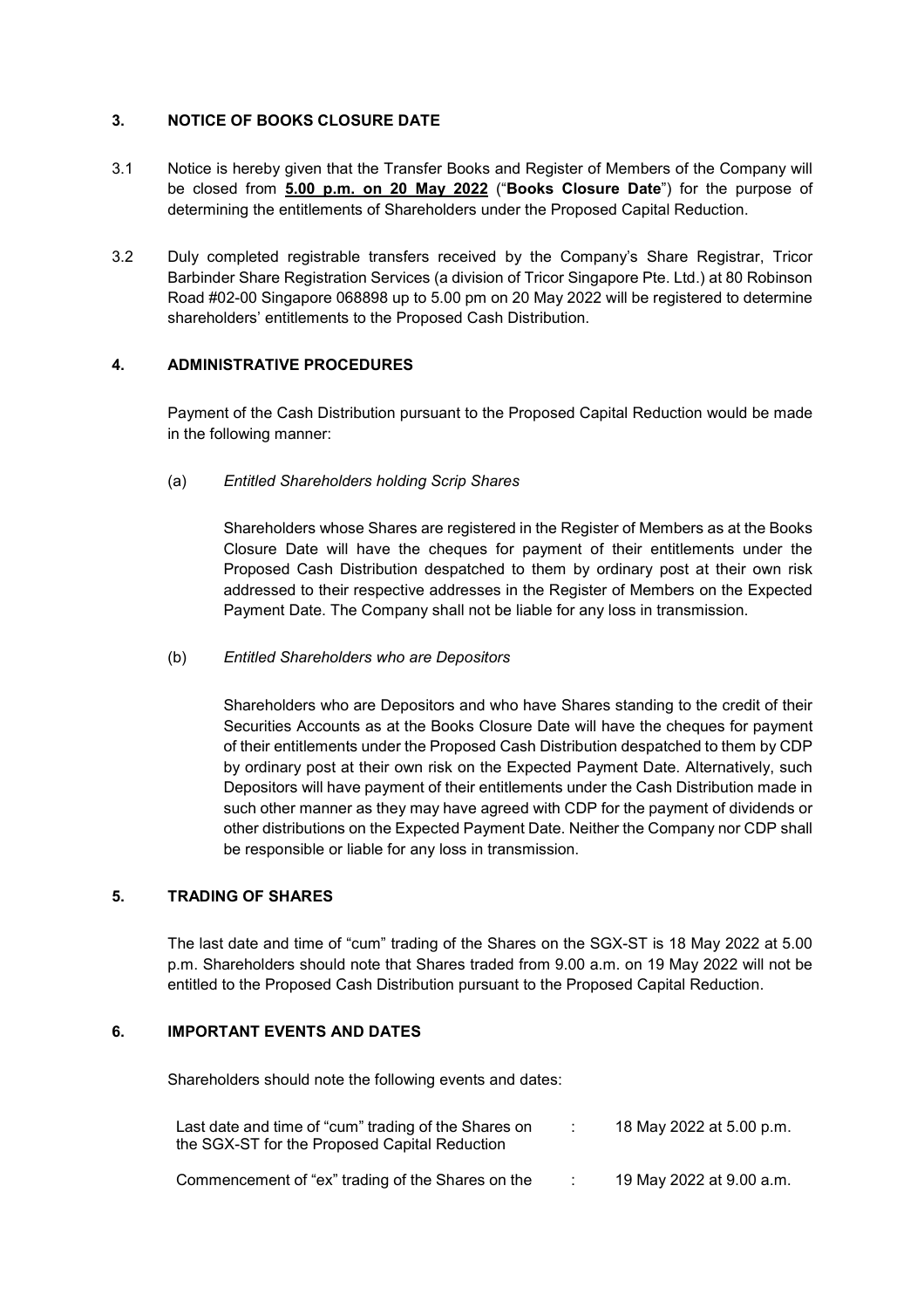## 3. NOTICE OF BOOKS CLOSURE DATE

3.1 Notice is hereby given that the Transfer Books and Register of Members of the Company will be closed from **5.00 p.m. on 20 May 2022** ("**Books Closure Date**") for the purpose of determining the entitlements of Shareholders under the Proposed Capital Reduction.

3.2 Duly completed registrable transfers received by the Company's Share Registrar, Tricor Barbinder Share Registration Services (a division of Tricor Singapore Pte. Ltd.) at 80 Robinson Road #02-00 Singapore 068898 up to 5.00 pm on 20 May 2022 will be registered to determine shareholders' entitlements to the Proposed Cash Distribution.

## 4. ADMINISTRATIVE PROCEDURES

Payment of the Cash Distribution pursuant to the Proposed Capital Reduction would be made in the following manner:

(a) *Entitled Shareholders holding Scrip Shares*

Shareholders whose Shares are registered in the Register of Members as at the Books Closure Date will have the cheques for payment of their entitlements under the Proposed Cash Distribution despatched to them by ordinary post at their own risk addressed to their respective addresses in the Register of Members on the Expected Payment Date. The Company shall not be liable for any loss in transmission.

(b) *Entitled Shareholders who are Depositors*

Shareholders who are Depositors and who have Shares standing to the credit of their Securities Accounts as at the Books Closure Date will have the cheques for payment of their entitlements under the Proposed Cash Distribution despatched to them by CDP by ordinary post at their own risk on the Expected Payment Date. Alternatively, such Depositors will have payment of their entitlements under the Cash Distribution made in such other manner as they may have agreed with CDP for the payment of dividends or other distributions on the Expected Payment Date. Neither the Company nor CDP shall be responsible or liable for any loss in transmission.

## 5. TRADING OF SHARES

The last date and time of "cum" trading of the Shares on the SGX-ST is 18 May 2022 at 5.00 p.m. Shareholders should note that Shares traded from 9.00 a.m. on 19 May 2022 will not be entitled to the Proposed Cash Distribution pursuant to the Proposed Capital Reduction.

## 6. IMPORTANT EVENTS AND DATES

Shareholders should note the following events and dates:

| | | |
|---|---|---|
| Last date and time of "cum" trading of the Shares on the SGX-ST for the Proposed Capital Reduction | : | 18 May 2022 at 5.00 p.m. |
| Commencement of "ex" trading of the Shares on the | : | 19 May 2022 at 9.00 a.m. |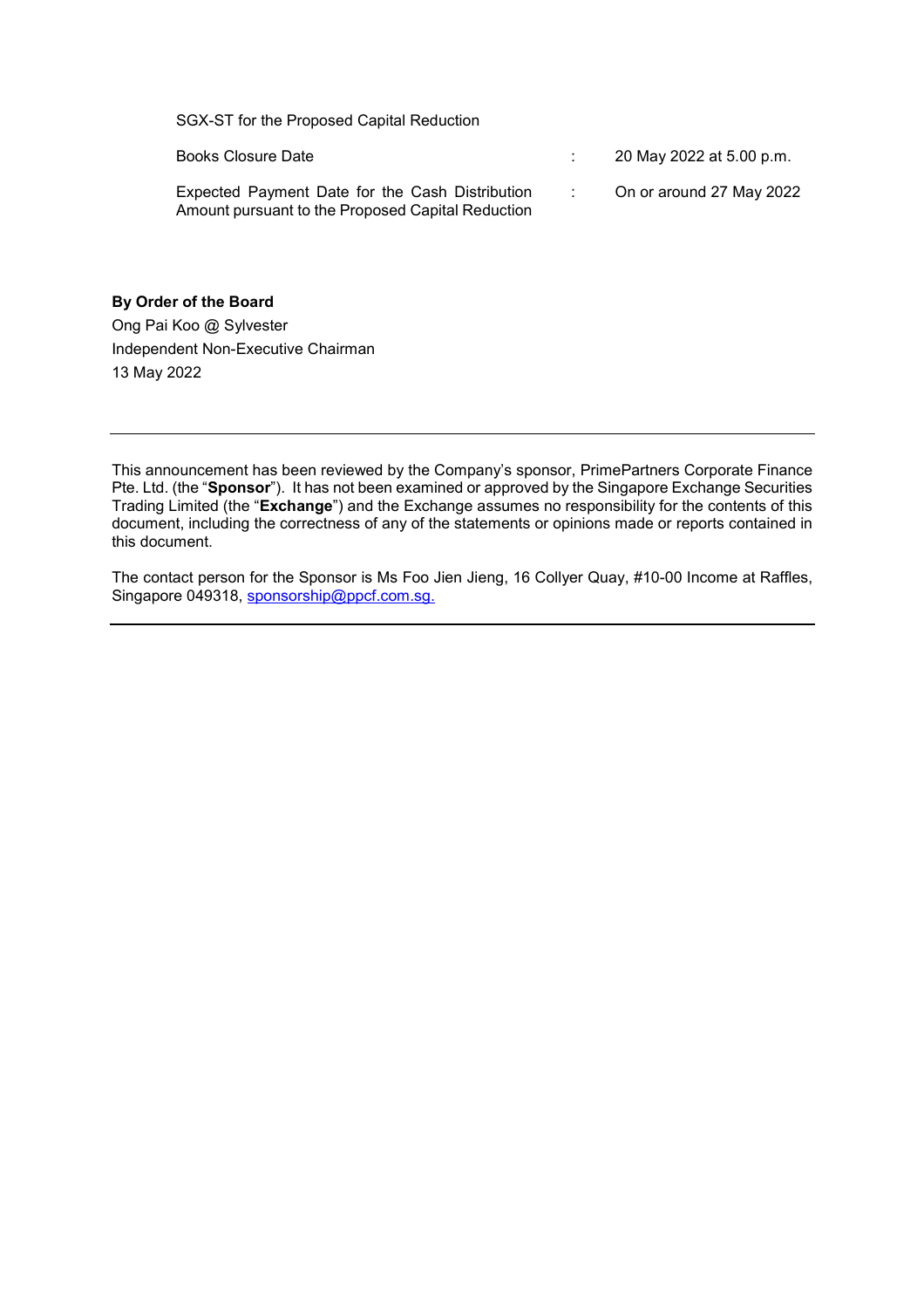| | | |
|---|---|---|
| SGX-ST for the Proposed Capital Reduction | | |
| Books Closure Date | : | 20 May 2022 at 5.00 p.m. |
| Expected Payment Date for the Cash Distribution Amount pursuant to the Proposed Capital Reduction | : | On or around 27 May 2022 |

**By Order of the Board**
Ong Pai Koo @ Sylvester
Independent Non-Executive Chairman
13 May 2022

---

This announcement has been reviewed by the Company's sponsor, PrimePartners Corporate Finance Pte. Ltd. (the "**Sponsor**"). It has not been examined or approved by the Singapore Exchange Securities Trading Limited (the "**Exchange**") and the Exchange assumes no responsibility for the contents of this document, including the correctness of any of the statements or opinions made or reports contained in this document.

The contact person for the Sponsor is Ms Foo Jien Jieng, 16 Collyer Quay, #10-00 Income at Raffles, Singapore 049318, sponsorship@ppcf.com.sg.